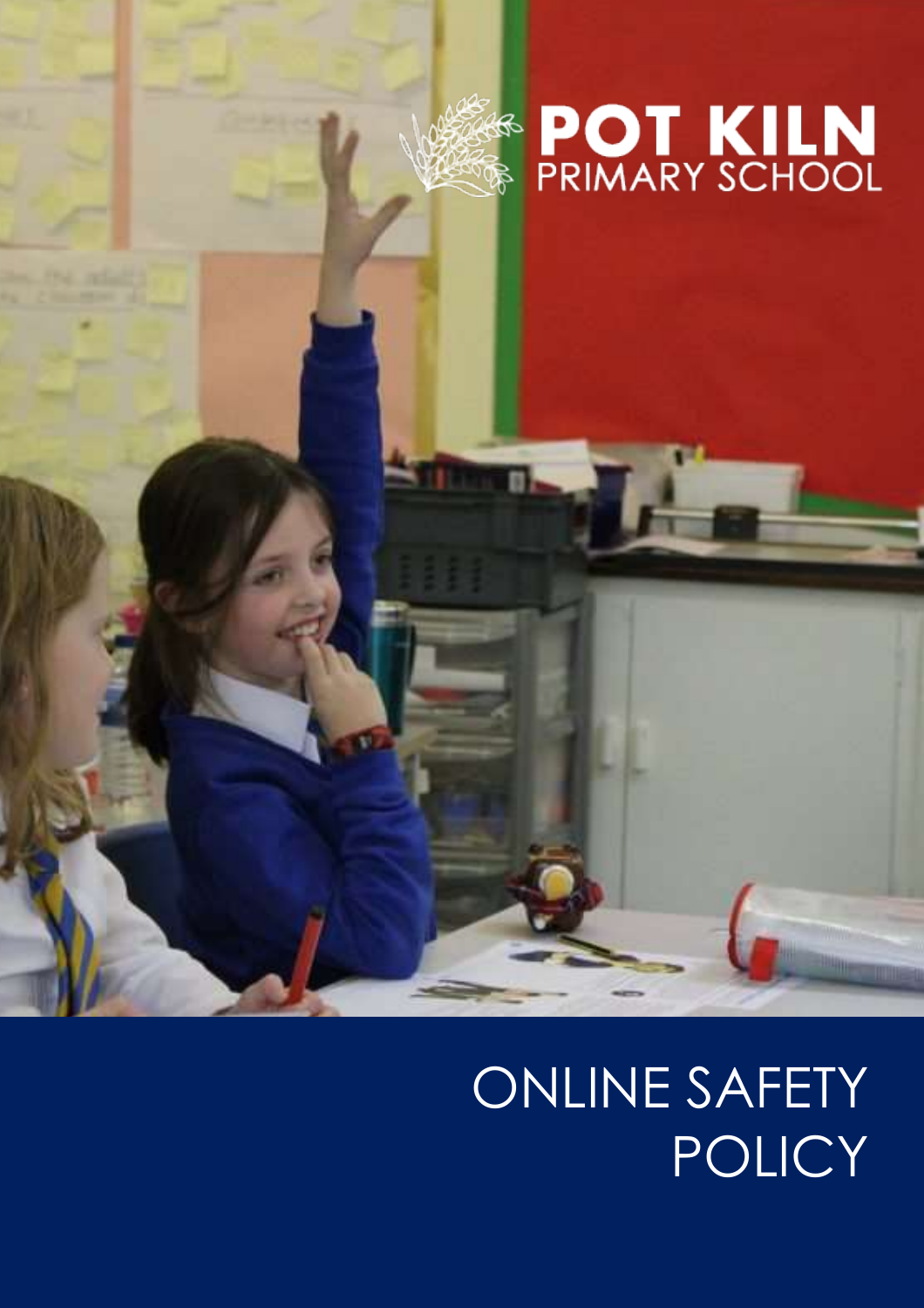# POT KILN PRIMARY SCHOOL

# ONLINE SAFETY POLICY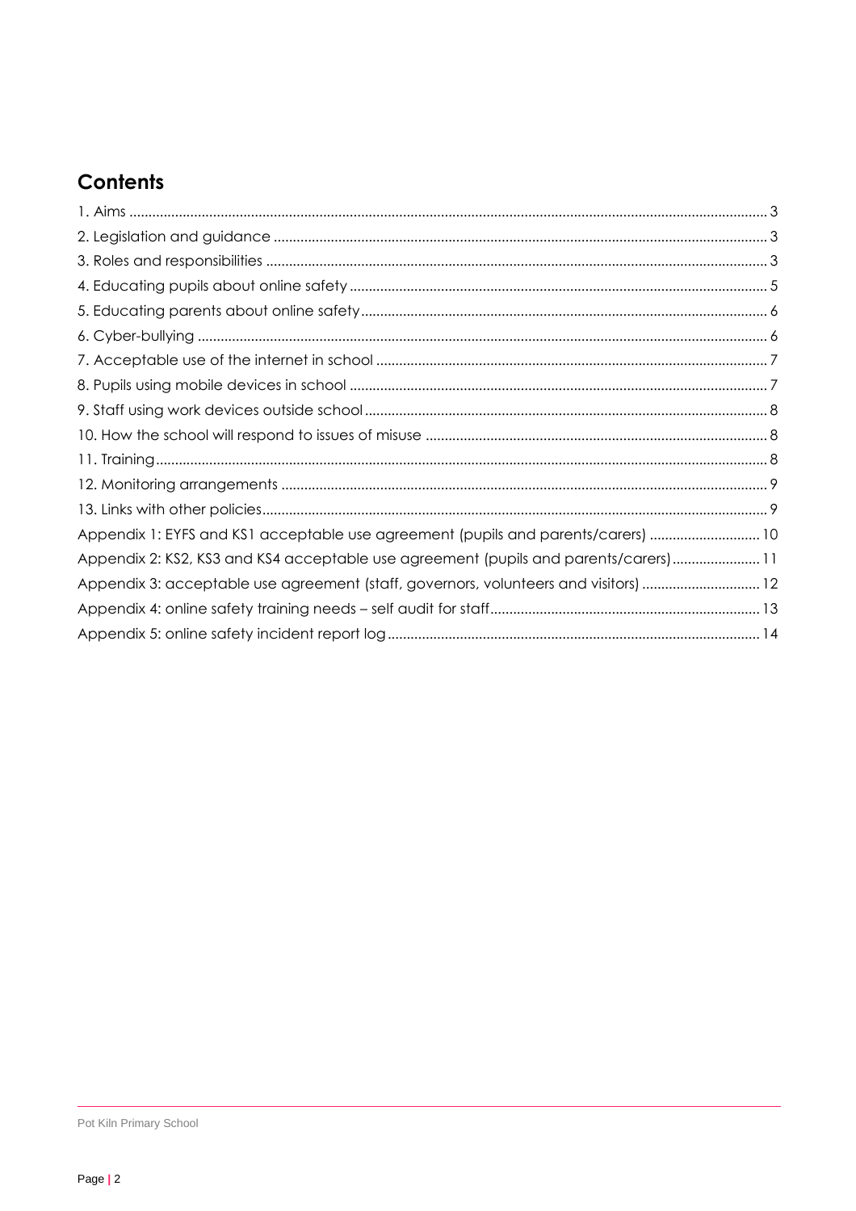## Contents

1. Aims ... 3
2. Legislation and guidance ... 3
3. Roles and responsibilities ... 3
4. Educating pupils about online safety ... 5
5. Educating parents about online safety ... 6
6. Cyber-bullying ... 6
7. Acceptable use of the internet in school ... 7
8. Pupils using mobile devices in school ... 7
9. Staff using work devices outside school ... 8
10. How the school will respond to issues of misuse ... 8
11. Training ... 8
12. Monitoring arrangements ... 9
13. Links with other policies ... 9

Appendix 1: EYFS and KS1 acceptable use agreement (pupils and parents/carers) ... 10
Appendix 2: KS2, KS3 and KS4 acceptable use agreement (pupils and parents/carers) ... 11
Appendix 3: acceptable use agreement (staff, governors, volunteers and visitors) ... 12
Appendix 4: online safety training needs – self audit for staff ... 13
Appendix 5: online safety incident report log ... 14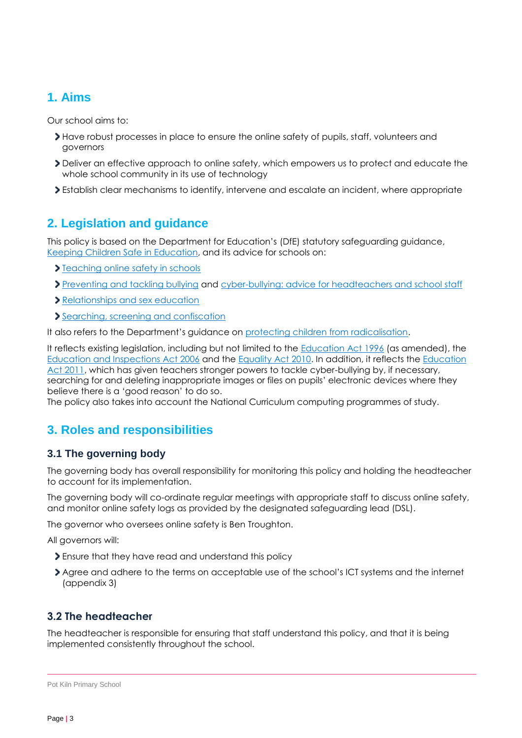## 1. Aims

Our school aims to:

- Have robust processes in place to ensure the online safety of pupils, staff, volunteers and governors
- Deliver an effective approach to online safety, which empowers us to protect and educate the whole school community in its use of technology
- Establish clear mechanisms to identify, intervene and escalate an incident, where appropriate

## 2. Legislation and guidance

This policy is based on the Department for Education's (DfE) statutory safeguarding guidance, Keeping Children Safe in Education, and its advice for schools on:

- Teaching online safety in schools
- Preventing and tackling bullying and cyber-bullying: advice for headteachers and school staff
- Relationships and sex education
- Searching, screening and confiscation

It also refers to the Department's guidance on protecting children from radicalisation.

It reflects existing legislation, including but not limited to the Education Act 1996 (as amended), the Education and Inspections Act 2006 and the Equality Act 2010. In addition, it reflects the Education Act 2011, which has given teachers stronger powers to tackle cyber-bullying by, if necessary, searching for and deleting inappropriate images or files on pupils' electronic devices where they believe there is a 'good reason' to do so.
The policy also takes into account the National Curriculum computing programmes of study.

## 3. Roles and responsibilities

### 3.1 The governing body

The governing body has overall responsibility for monitoring this policy and holding the headteacher to account for its implementation.

The governing body will co-ordinate regular meetings with appropriate staff to discuss online safety, and monitor online safety logs as provided by the designated safeguarding lead (DSL).

The governor who oversees online safety is Ben Troughton.

All governors will:

- Ensure that they have read and understand this policy
- Agree and adhere to the terms on acceptable use of the school's ICT systems and the internet (appendix 3)

### 3.2 The headteacher

The headteacher is responsible for ensuring that staff understand this policy, and that it is being implemented consistently throughout the school.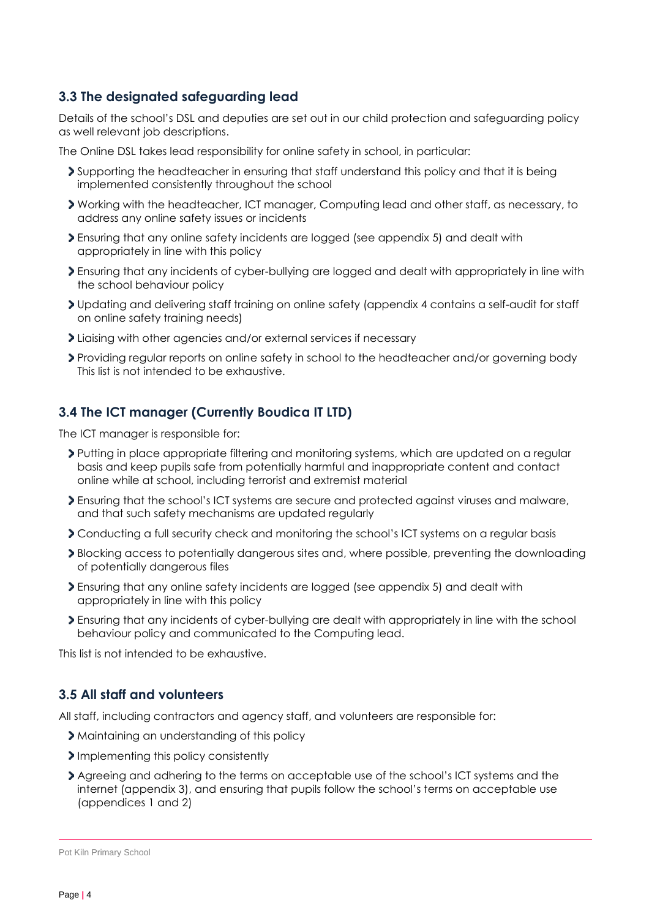### 3.3 The designated safeguarding lead

Details of the school's DSL and deputies are set out in our child protection and safeguarding policy as well relevant job descriptions.

The Online DSL takes lead responsibility for online safety in school, in particular:

- Supporting the headteacher in ensuring that staff understand this policy and that it is being implemented consistently throughout the school
- Working with the headteacher, ICT manager, Computing lead and other staff, as necessary, to address any online safety issues or incidents
- Ensuring that any online safety incidents are logged (see appendix 5) and dealt with appropriately in line with this policy
- Ensuring that any incidents of cyber-bullying are logged and dealt with appropriately in line with the school behaviour policy
- Updating and delivering staff training on online safety (appendix 4 contains a self-audit for staff on online safety training needs)
- Liaising with other agencies and/or external services if necessary
- Providing regular reports on online safety in school to the headteacher and/or governing body This list is not intended to be exhaustive.

### 3.4 The ICT manager (Currently Boudica IT LTD)

The ICT manager is responsible for:

- Putting in place appropriate filtering and monitoring systems, which are updated on a regular basis and keep pupils safe from potentially harmful and inappropriate content and contact online while at school, including terrorist and extremist material
- Ensuring that the school's ICT systems are secure and protected against viruses and malware, and that such safety mechanisms are updated regularly
- Conducting a full security check and monitoring the school's ICT systems on a regular basis
- Blocking access to potentially dangerous sites and, where possible, preventing the downloading of potentially dangerous files
- Ensuring that any online safety incidents are logged (see appendix 5) and dealt with appropriately in line with this policy
- Ensuring that any incidents of cyber-bullying are dealt with appropriately in line with the school behaviour policy and communicated to the Computing lead.

This list is not intended to be exhaustive.

### 3.5 All staff and volunteers

All staff, including contractors and agency staff, and volunteers are responsible for:

- Maintaining an understanding of this policy
- Implementing this policy consistently
- Agreeing and adhering to the terms on acceptable use of the school's ICT systems and the internet (appendix 3), and ensuring that pupils follow the school's terms on acceptable use (appendices 1 and 2)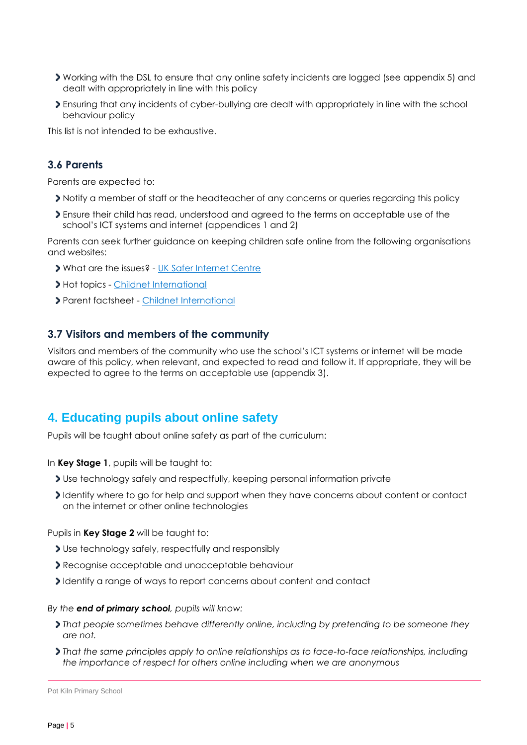- Working with the DSL to ensure that any online safety incidents are logged (see appendix 5) and dealt with appropriately in line with this policy
- Ensuring that any incidents of cyber-bullying are dealt with appropriately in line with the school behaviour policy

This list is not intended to be exhaustive.

### 3.6 Parents

Parents are expected to:

- Notify a member of staff or the headteacher of any concerns or queries regarding this policy
- Ensure their child has read, understood and agreed to the terms on acceptable use of the school's ICT systems and internet (appendices 1 and 2)

Parents can seek further guidance on keeping children safe online from the following organisations and websites:

- What are the issues? - UK Safer Internet Centre
- Hot topics - Childnet International
- Parent factsheet - Childnet International

### 3.7 Visitors and members of the community

Visitors and members of the community who use the school's ICT systems or internet will be made aware of this policy, when relevant, and expected to read and follow it. If appropriate, they will be expected to agree to the terms on acceptable use (appendix 3).

## 4. Educating pupils about online safety

Pupils will be taught about online safety as part of the curriculum:

In **Key Stage 1**, pupils will be taught to:

- Use technology safely and respectfully, keeping personal information private
- Identify where to go for help and support when they have concerns about content or contact on the internet or other online technologies

Pupils in **Key Stage 2** will be taught to:

- Use technology safely, respectfully and responsibly
- Recognise acceptable and unacceptable behaviour
- Identify a range of ways to report concerns about content and contact

*By the **end of primary school**, pupils will know:*

- *That people sometimes behave differently online, including by pretending to be someone they are not.*
- *That the same principles apply to online relationships as to face-to-face relationships, including the importance of respect for others online including when we are anonymous*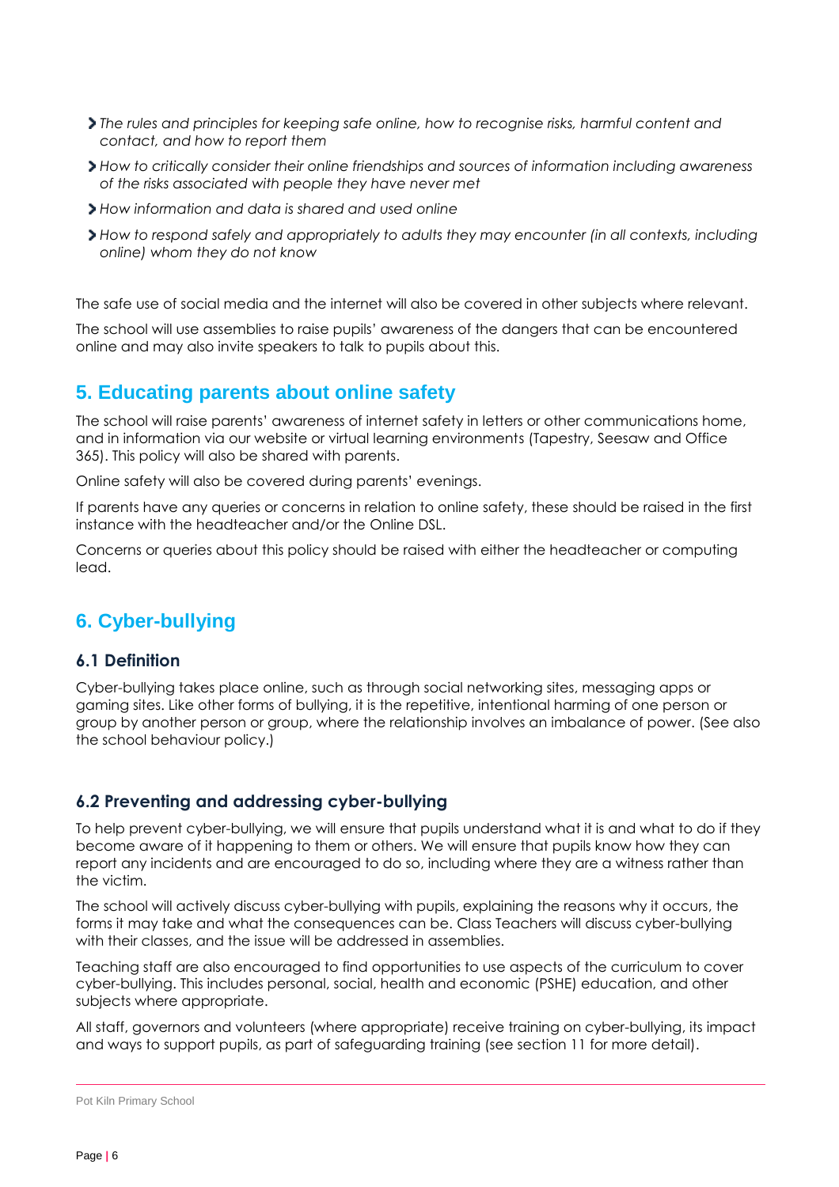- *The rules and principles for keeping safe online, how to recognise risks, harmful content and contact, and how to report them*
- *How to critically consider their online friendships and sources of information including awareness of the risks associated with people they have never met*
- *How information and data is shared and used online*
- *How to respond safely and appropriately to adults they may encounter (in all contexts, including online) whom they do not know*

The safe use of social media and the internet will also be covered in other subjects where relevant.

The school will use assemblies to raise pupils' awareness of the dangers that can be encountered online and may also invite speakers to talk to pupils about this.

## 5. Educating parents about online safety

The school will raise parents' awareness of internet safety in letters or other communications home, and in information via our website or virtual learning environments (Tapestry, Seesaw and Office 365). This policy will also be shared with parents.

Online safety will also be covered during parents' evenings.

If parents have any queries or concerns in relation to online safety, these should be raised in the first instance with the headteacher and/or the Online DSL.

Concerns or queries about this policy should be raised with either the headteacher or computing lead.

## 6. Cyber-bullying

### 6.1 Definition

Cyber-bullying takes place online, such as through social networking sites, messaging apps or gaming sites. Like other forms of bullying, it is the repetitive, intentional harming of one person or group by another person or group, where the relationship involves an imbalance of power. (See also the school behaviour policy.)

### 6.2 Preventing and addressing cyber-bullying

To help prevent cyber-bullying, we will ensure that pupils understand what it is and what to do if they become aware of it happening to them or others. We will ensure that pupils know how they can report any incidents and are encouraged to do so, including where they are a witness rather than the victim.

The school will actively discuss cyber-bullying with pupils, explaining the reasons why it occurs, the forms it may take and what the consequences can be. Class Teachers will discuss cyber-bullying with their classes, and the issue will be addressed in assemblies.

Teaching staff are also encouraged to find opportunities to use aspects of the curriculum to cover cyber-bullying. This includes personal, social, health and economic (PSHE) education, and other subjects where appropriate.

All staff, governors and volunteers (where appropriate) receive training on cyber-bullying, its impact and ways to support pupils, as part of safeguarding training (see section 11 for more detail).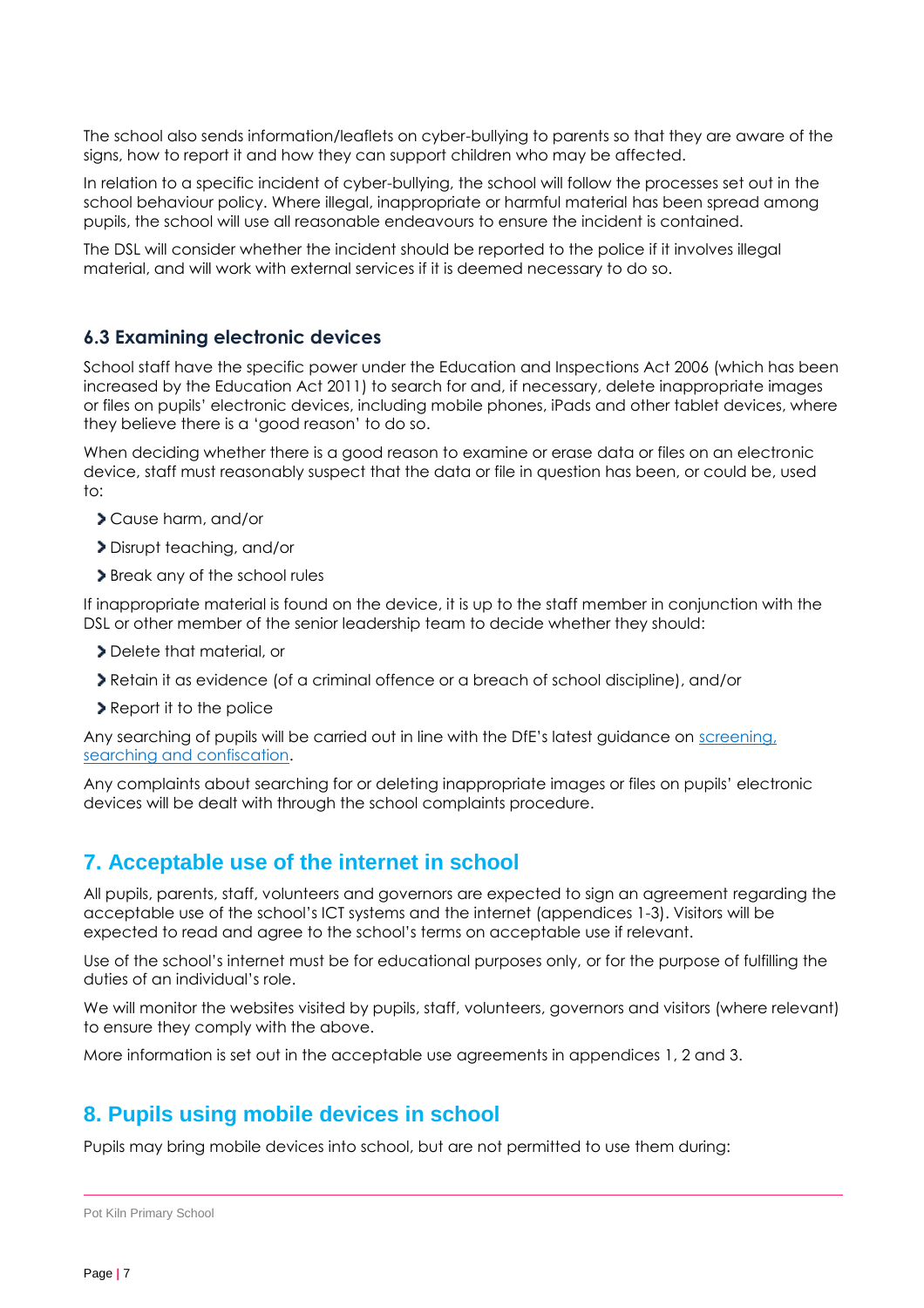The school also sends information/leaflets on cyber-bullying to parents so that they are aware of the signs, how to report it and how they can support children who may be affected.

In relation to a specific incident of cyber-bullying, the school will follow the processes set out in the school behaviour policy. Where illegal, inappropriate or harmful material has been spread among pupils, the school will use all reasonable endeavours to ensure the incident is contained.

The DSL will consider whether the incident should be reported to the police if it involves illegal material, and will work with external services if it is deemed necessary to do so.

### 6.3 Examining electronic devices

School staff have the specific power under the Education and Inspections Act 2006 (which has been increased by the Education Act 2011) to search for and, if necessary, delete inappropriate images or files on pupils' electronic devices, including mobile phones, iPads and other tablet devices, where they believe there is a 'good reason' to do so.

When deciding whether there is a good reason to examine or erase data or files on an electronic device, staff must reasonably suspect that the data or file in question has been, or could be, used to:

- Cause harm, and/or
- Disrupt teaching, and/or
- Break any of the school rules

If inappropriate material is found on the device, it is up to the staff member in conjunction with the DSL or other member of the senior leadership team to decide whether they should:

- Delete that material, or
- Retain it as evidence (of a criminal offence or a breach of school discipline), and/or
- Report it to the police

Any searching of pupils will be carried out in line with the DfE's latest guidance on [screening, searching and confiscation](screening, searching and confiscation).

Any complaints about searching for or deleting inappropriate images or files on pupils' electronic devices will be dealt with through the school complaints procedure.

## 7. Acceptable use of the internet in school

All pupils, parents, staff, volunteers and governors are expected to sign an agreement regarding the acceptable use of the school's ICT systems and the internet (appendices 1-3). Visitors will be expected to read and agree to the school's terms on acceptable use if relevant.

Use of the school's internet must be for educational purposes only, or for the purpose of fulfilling the duties of an individual's role.

We will monitor the websites visited by pupils, staff, volunteers, governors and visitors (where relevant) to ensure they comply with the above.

More information is set out in the acceptable use agreements in appendices 1, 2 and 3.

## 8. Pupils using mobile devices in school

Pupils may bring mobile devices into school, but are not permitted to use them during: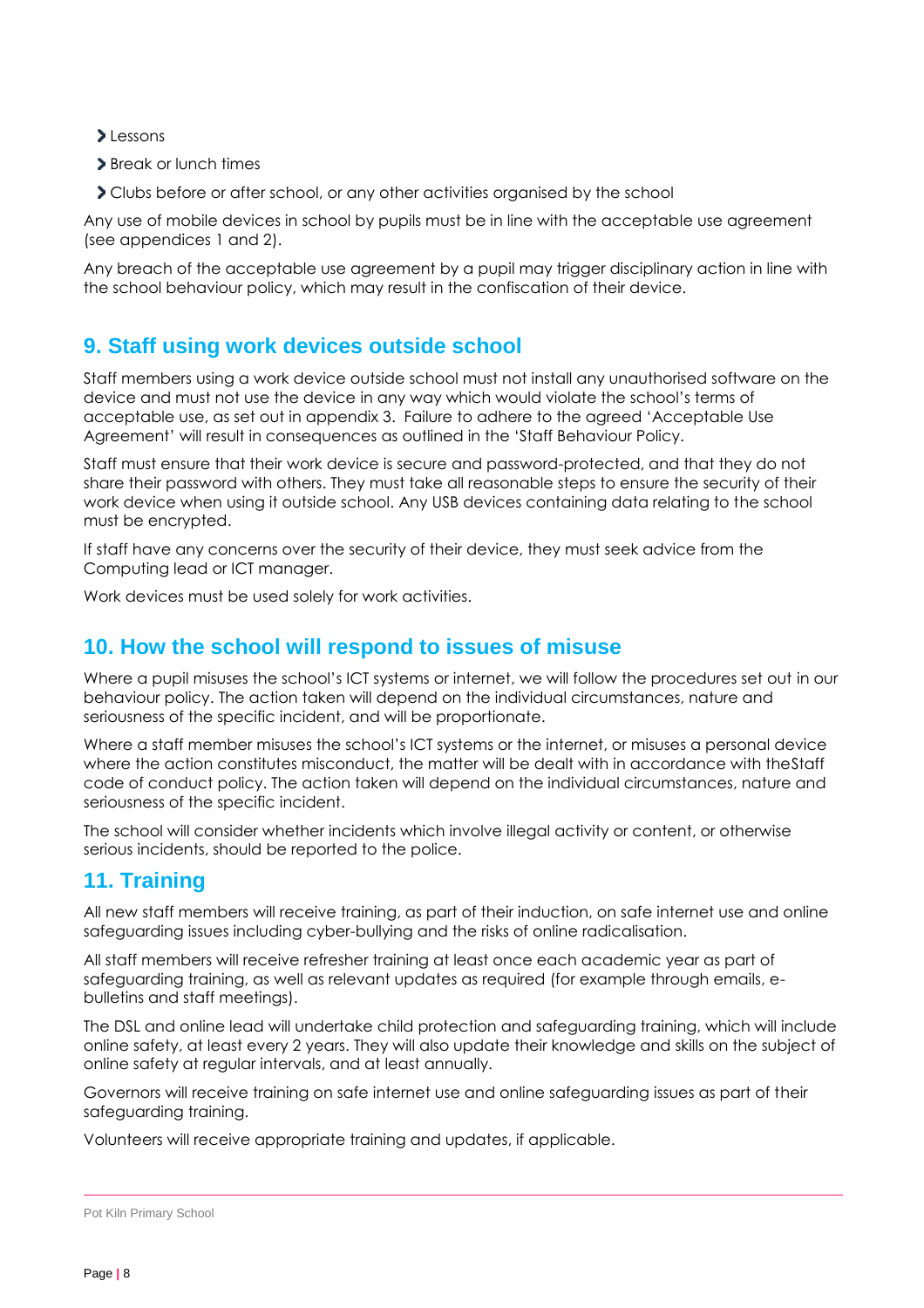- Lessons
- Break or lunch times
- Clubs before or after school, or any other activities organised by the school

Any use of mobile devices in school by pupils must be in line with the acceptable use agreement (see appendices 1 and 2).

Any breach of the acceptable use agreement by a pupil may trigger disciplinary action in line with the school behaviour policy, which may result in the confiscation of their device.

## 9. Staff using work devices outside school

Staff members using a work device outside school must not install any unauthorised software on the device and must not use the device in any way which would violate the school's terms of acceptable use, as set out in appendix 3. Failure to adhere to the agreed 'Acceptable Use Agreement' will result in consequences as outlined in the 'Staff Behaviour Policy.

Staff must ensure that their work device is secure and password-protected, and that they do not share their password with others. They must take all reasonable steps to ensure the security of their work device when using it outside school. Any USB devices containing data relating to the school must be encrypted.

If staff have any concerns over the security of their device, they must seek advice from the Computing lead or ICT manager.

Work devices must be used solely for work activities.

## 10. How the school will respond to issues of misuse

Where a pupil misuses the school's ICT systems or internet, we will follow the procedures set out in our behaviour policy. The action taken will depend on the individual circumstances, nature and seriousness of the specific incident, and will be proportionate.

Where a staff member misuses the school's ICT systems or the internet, or misuses a personal device where the action constitutes misconduct, the matter will be dealt with in accordance with theStaff code of conduct policy. The action taken will depend on the individual circumstances, nature and seriousness of the specific incident.

The school will consider whether incidents which involve illegal activity or content, or otherwise serious incidents, should be reported to the police.

## 11. Training

All new staff members will receive training, as part of their induction, on safe internet use and online safeguarding issues including cyber-bullying and the risks of online radicalisation.

All staff members will receive refresher training at least once each academic year as part of safeguarding training, as well as relevant updates as required (for example through emails, e-bulletins and staff meetings).

The DSL and online lead will undertake child protection and safeguarding training, which will include online safety, at least every 2 years. They will also update their knowledge and skills on the subject of online safety at regular intervals, and at least annually.

Governors will receive training on safe internet use and online safeguarding issues as part of their safeguarding training.

Volunteers will receive appropriate training and updates, if applicable.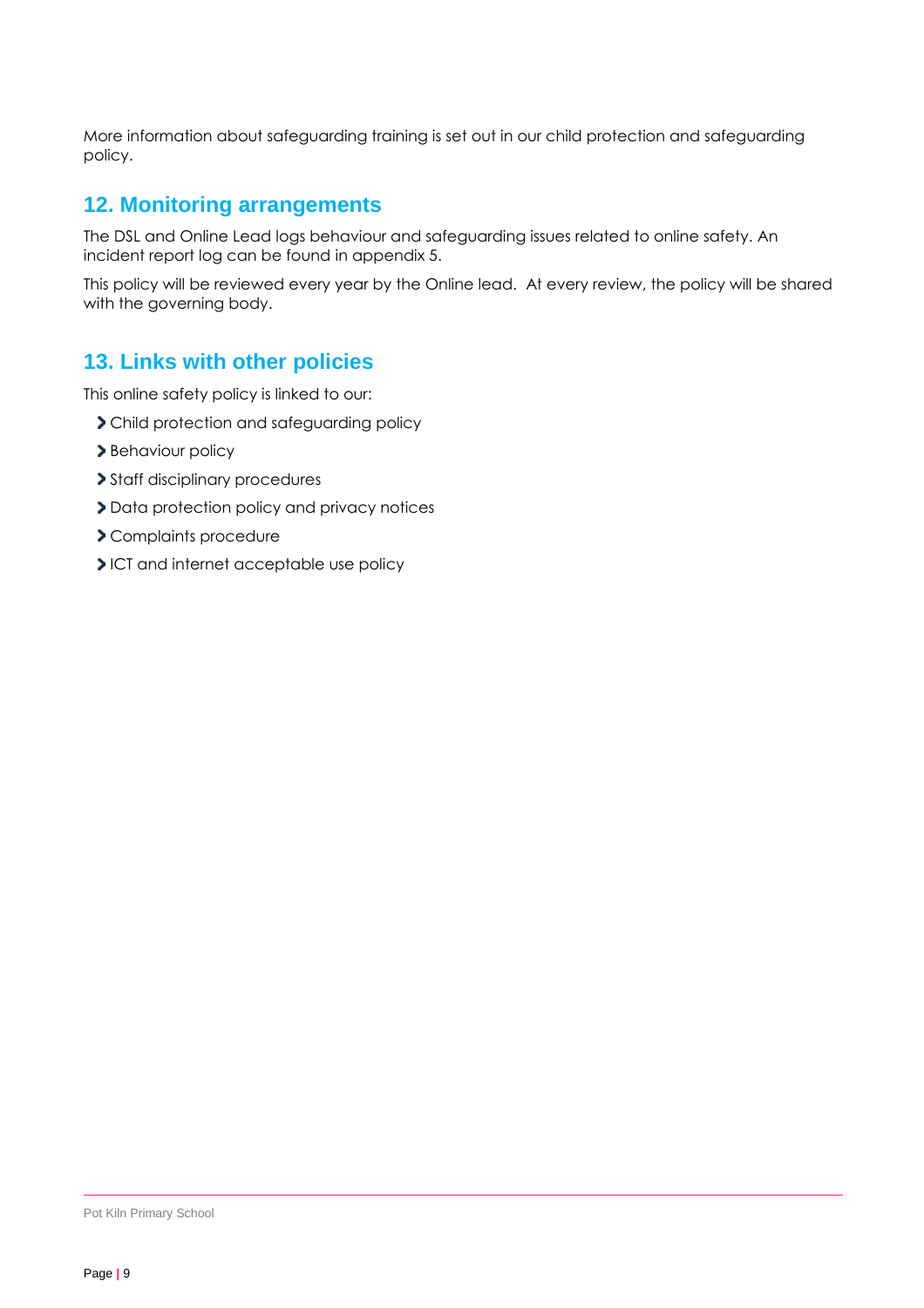More information about safeguarding training is set out in our child protection and safeguarding policy.

## 12. Monitoring arrangements

The DSL and Online Lead logs behaviour and safeguarding issues related to online safety. An incident report log can be found in appendix 5.

This policy will be reviewed every year by the Online lead. At every review, the policy will be shared with the governing body.

## 13. Links with other policies

This online safety policy is linked to our:

- Child protection and safeguarding policy
- Behaviour policy
- Staff disciplinary procedures
- Data protection policy and privacy notices
- Complaints procedure
- ICT and internet acceptable use policy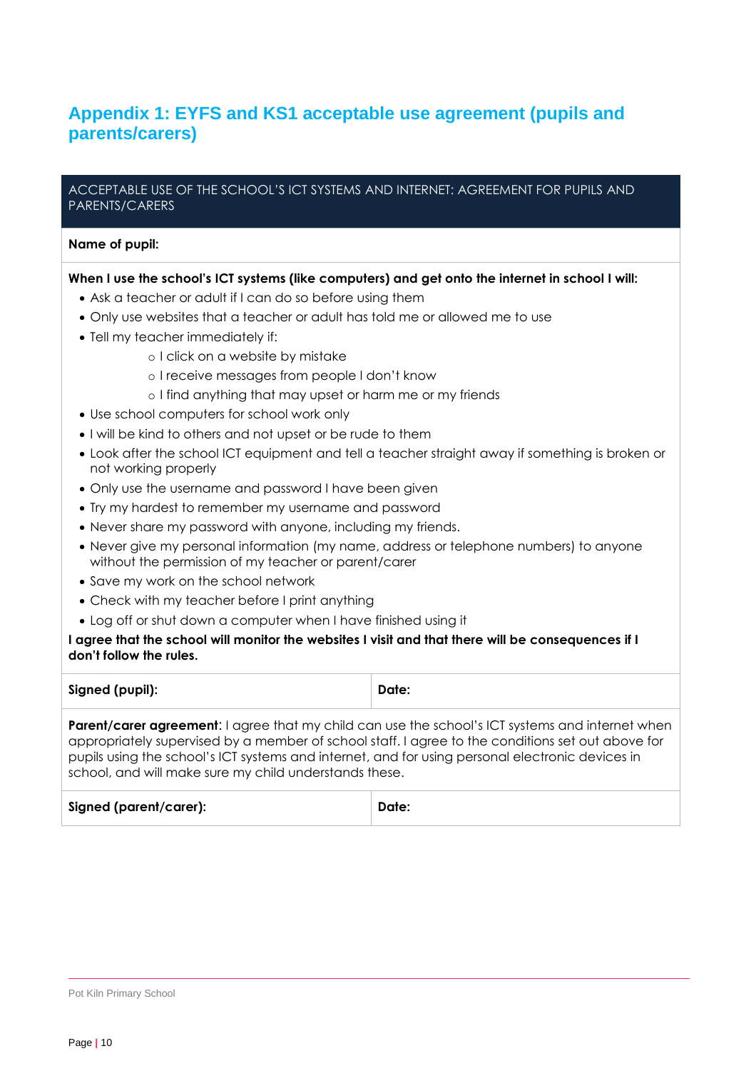## Appendix 1: EYFS and KS1 acceptable use agreement (pupils and parents/carers)

| ACCEPTABLE USE OF THE SCHOOL'S ICT SYSTEMS AND INTERNET: AGREEMENT FOR PUPILS AND PARENTS/CARERS | |
|---|---|
| **Name of pupil:** | |

**When I use the school's ICT systems (like computers) and get onto the internet in school I will:**

- Ask a teacher or adult if I can do so before using them
- Only use websites that a teacher or adult has told me or allowed me to use
- Tell my teacher immediately if:
  - I click on a website by mistake
  - I receive messages from people I don't know
  - I find anything that may upset or harm me or my friends
- Use school computers for school work only
- I will be kind to others and not upset or be rude to them
- Look after the school ICT equipment and tell a teacher straight away if something is broken or not working properly
- Only use the username and password I have been given
- Try my hardest to remember my username and password
- Never share my password with anyone, including my friends.
- Never give my personal information (my name, address or telephone numbers) to anyone without the permission of my teacher or parent/carer
- Save my work on the school network
- Check with my teacher before I print anything
- Log off or shut down a computer when I have finished using it

**I agree that the school will monitor the websites I visit and that there will be consequences if I don't follow the rules.**

| **Signed (pupil):** | **Date:** |
|---|---|

**Parent/carer agreement**: I agree that my child can use the school's ICT systems and internet when appropriately supervised by a member of school staff. I agree to the conditions set out above for pupils using the school's ICT systems and internet, and for using personal electronic devices in school, and will make sure my child understands these.

| **Signed (parent/carer):** | **Date:** |
|---|---|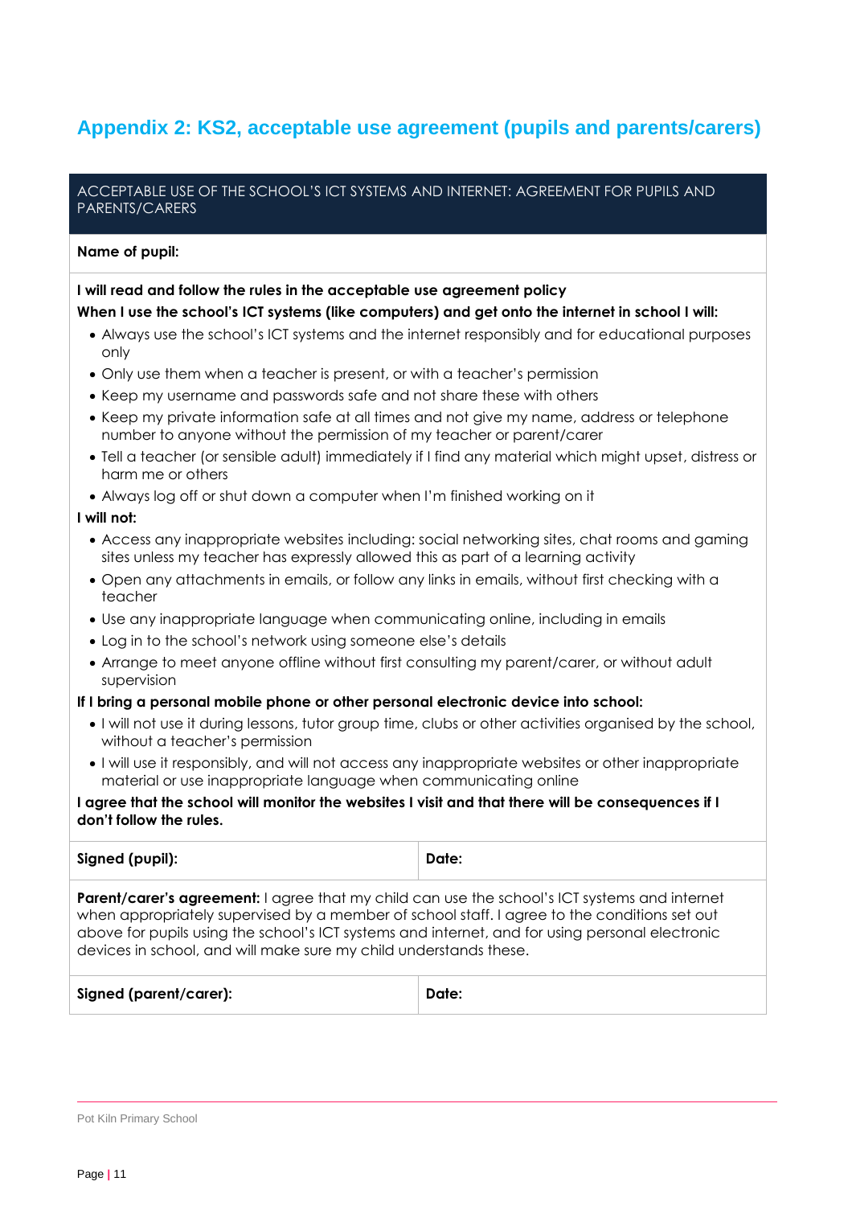## Appendix 2: KS2, acceptable use agreement (pupils and parents/carers)

ACCEPTABLE USE OF THE SCHOOL'S ICT SYSTEMS AND INTERNET: AGREEMENT FOR PUPILS AND PARENTS/CARERS

**Name of pupil:**

**I will read and follow the rules in the acceptable use agreement policy**

**When I use the school's ICT systems (like computers) and get onto the internet in school I will:**

- Always use the school's ICT systems and the internet responsibly and for educational purposes only
- Only use them when a teacher is present, or with a teacher's permission
- Keep my username and passwords safe and not share these with others
- Keep my private information safe at all times and not give my name, address or telephone number to anyone without the permission of my teacher or parent/carer
- Tell a teacher (or sensible adult) immediately if I find any material which might upset, distress or harm me or others
- Always log off or shut down a computer when I'm finished working on it

**I will not:**

- Access any inappropriate websites including: social networking sites, chat rooms and gaming sites unless my teacher has expressly allowed this as part of a learning activity
- Open any attachments in emails, or follow any links in emails, without first checking with a teacher
- Use any inappropriate language when communicating online, including in emails
- Log in to the school's network using someone else's details
- Arrange to meet anyone offline without first consulting my parent/carer, or without adult supervision

**If I bring a personal mobile phone or other personal electronic device into school:**

- I will not use it during lessons, tutor group time, clubs or other activities organised by the school, without a teacher's permission
- I will use it responsibly, and will not access any inappropriate websites or other inappropriate material or use inappropriate language when communicating online

**I agree that the school will monitor the websites I visit and that there will be consequences if I don't follow the rules.**

| **Signed (pupil):** | **Date:** |
|---|---|

**Parent/carer's agreement:** I agree that my child can use the school's ICT systems and internet when appropriately supervised by a member of school staff. I agree to the conditions set out above for pupils using the school's ICT systems and internet, and for using personal electronic devices in school, and will make sure my child understands these.

| **Signed (parent/carer):** | **Date:** |
|---|---|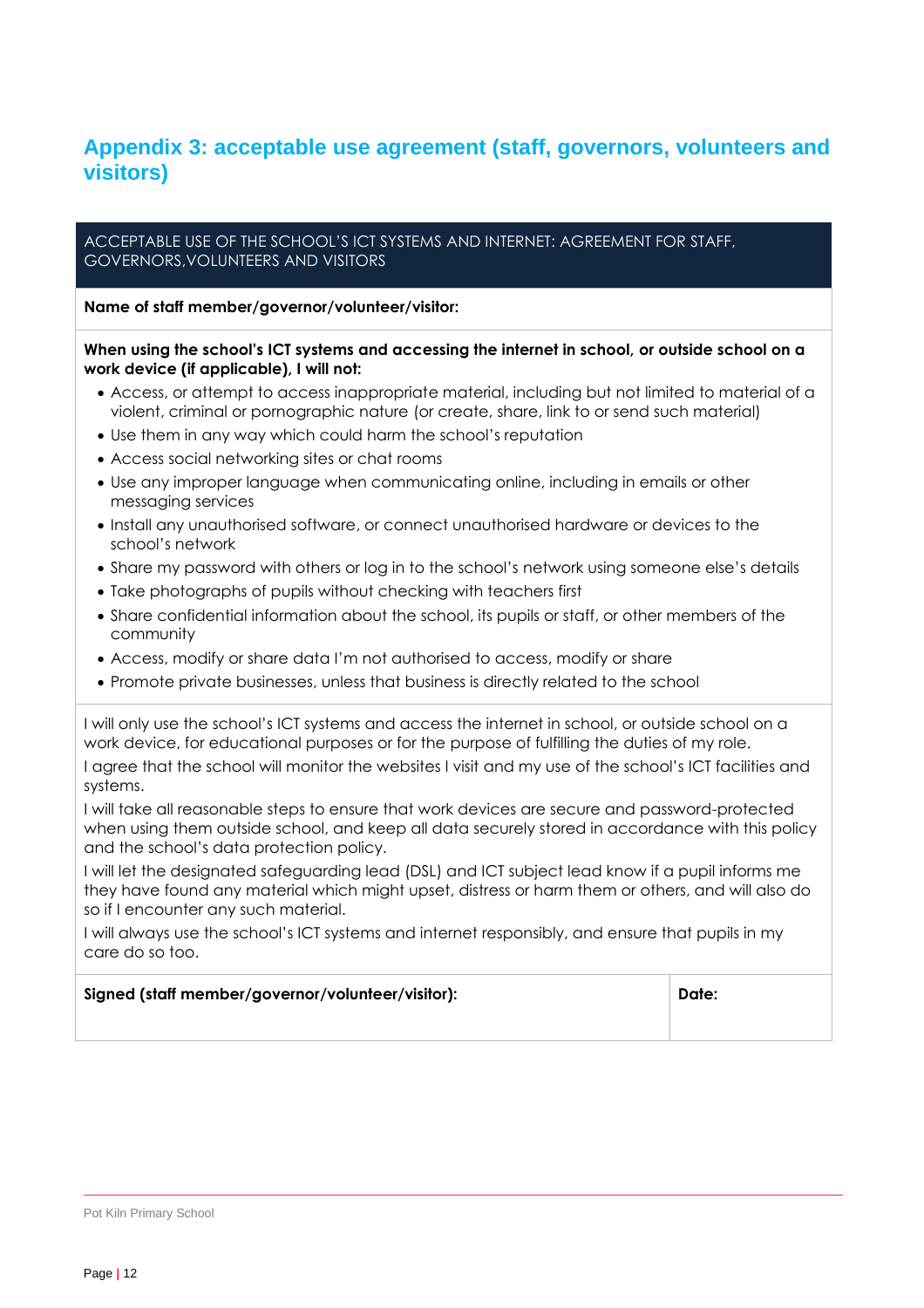## Appendix 3: acceptable use agreement (staff, governors, volunteers and visitors)

ACCEPTABLE USE OF THE SCHOOL'S ICT SYSTEMS AND INTERNET: AGREEMENT FOR STAFF, GOVERNORS,VOLUNTEERS AND VISITORS

**Name of staff member/governor/volunteer/visitor:**

**When using the school's ICT systems and accessing the internet in school, or outside school on a work device (if applicable), I will not:**

- Access, or attempt to access inappropriate material, including but not limited to material of a violent, criminal or pornographic nature (or create, share, link to or send such material)
- Use them in any way which could harm the school's reputation
- Access social networking sites or chat rooms
- Use any improper language when communicating online, including in emails or other messaging services
- Install any unauthorised software, or connect unauthorised hardware or devices to the school's network
- Share my password with others or log in to the school's network using someone else's details
- Take photographs of pupils without checking with teachers first
- Share confidential information about the school, its pupils or staff, or other members of the community
- Access, modify or share data I'm not authorised to access, modify or share
- Promote private businesses, unless that business is directly related to the school

I will only use the school's ICT systems and access the internet in school, or outside school on a work device, for educational purposes or for the purpose of fulfilling the duties of my role.

I agree that the school will monitor the websites I visit and my use of the school's ICT facilities and systems.

I will take all reasonable steps to ensure that work devices are secure and password-protected when using them outside school, and keep all data securely stored in accordance with this policy and the school's data protection policy.

I will let the designated safeguarding lead (DSL) and ICT subject lead know if a pupil informs me they have found any material which might upset, distress or harm them or others, and will also do so if I encounter any such material.

I will always use the school's ICT systems and internet responsibly, and ensure that pupils in my care do so too.

| Signed (staff member/governor/volunteer/visitor): | Date: |
| --- | --- |
| | |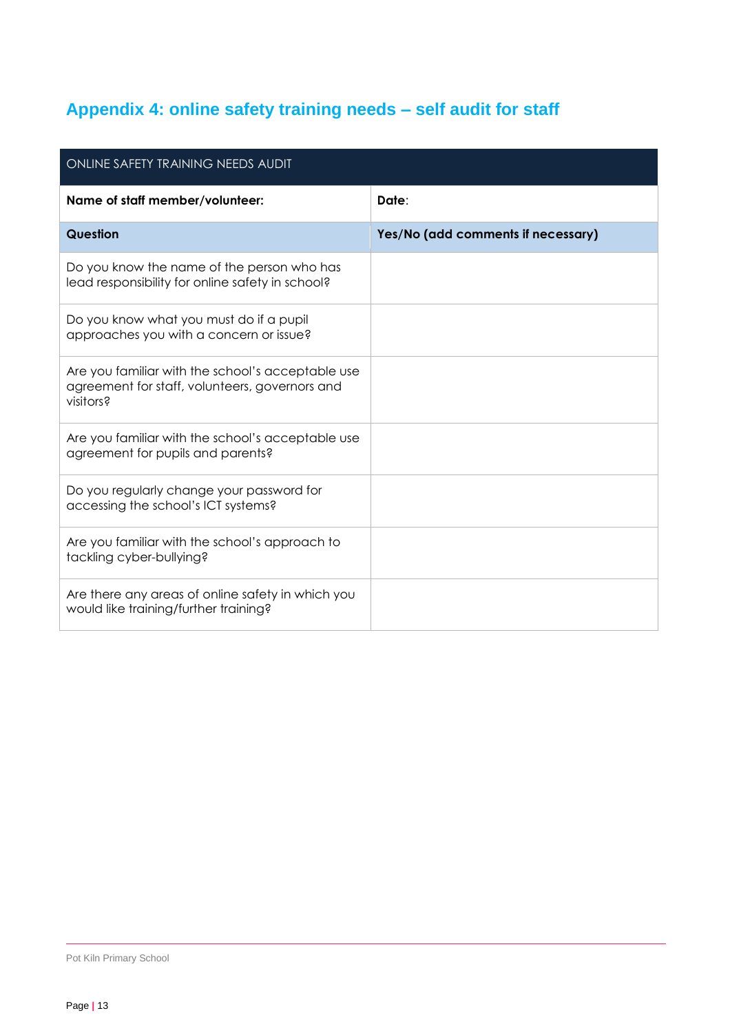## Appendix 4: online safety training needs – self audit for staff

| ONLINE SAFETY TRAINING NEEDS AUDIT | |
|---|---|
| **Name of staff member/volunteer:** | **Date**: |
| **Question** | **Yes/No (add comments if necessary)** |
| Do you know the name of the person who has lead responsibility for online safety in school? | |
| Do you know what you must do if a pupil approaches you with a concern or issue? | |
| Are you familiar with the school's acceptable use agreement for staff, volunteers, governors and visitors? | |
| Are you familiar with the school's acceptable use agreement for pupils and parents? | |
| Do you regularly change your password for accessing the school's ICT systems? | |
| Are you familiar with the school's approach to tackling cyber-bullying? | |
| Are there any areas of online safety in which you would like training/further training? | |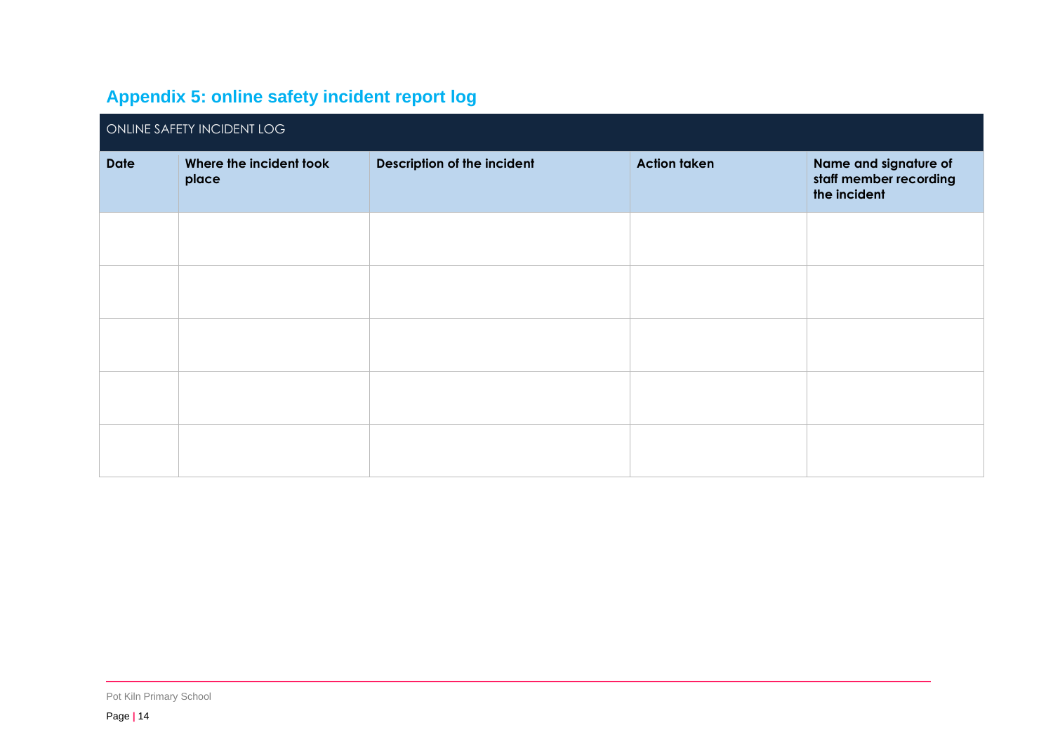## Appendix 5: online safety incident report log

| ONLINE SAFETY INCIDENT LOG | | | | |
|---|---|---|---|---|
| **Date** | **Where the incident took place** | **Description of the incident** | **Action taken** | **Name and signature of staff member recording the incident** |
| | | | | |
| | | | | |
| | | | | |
| | | | | |
| | | | | |